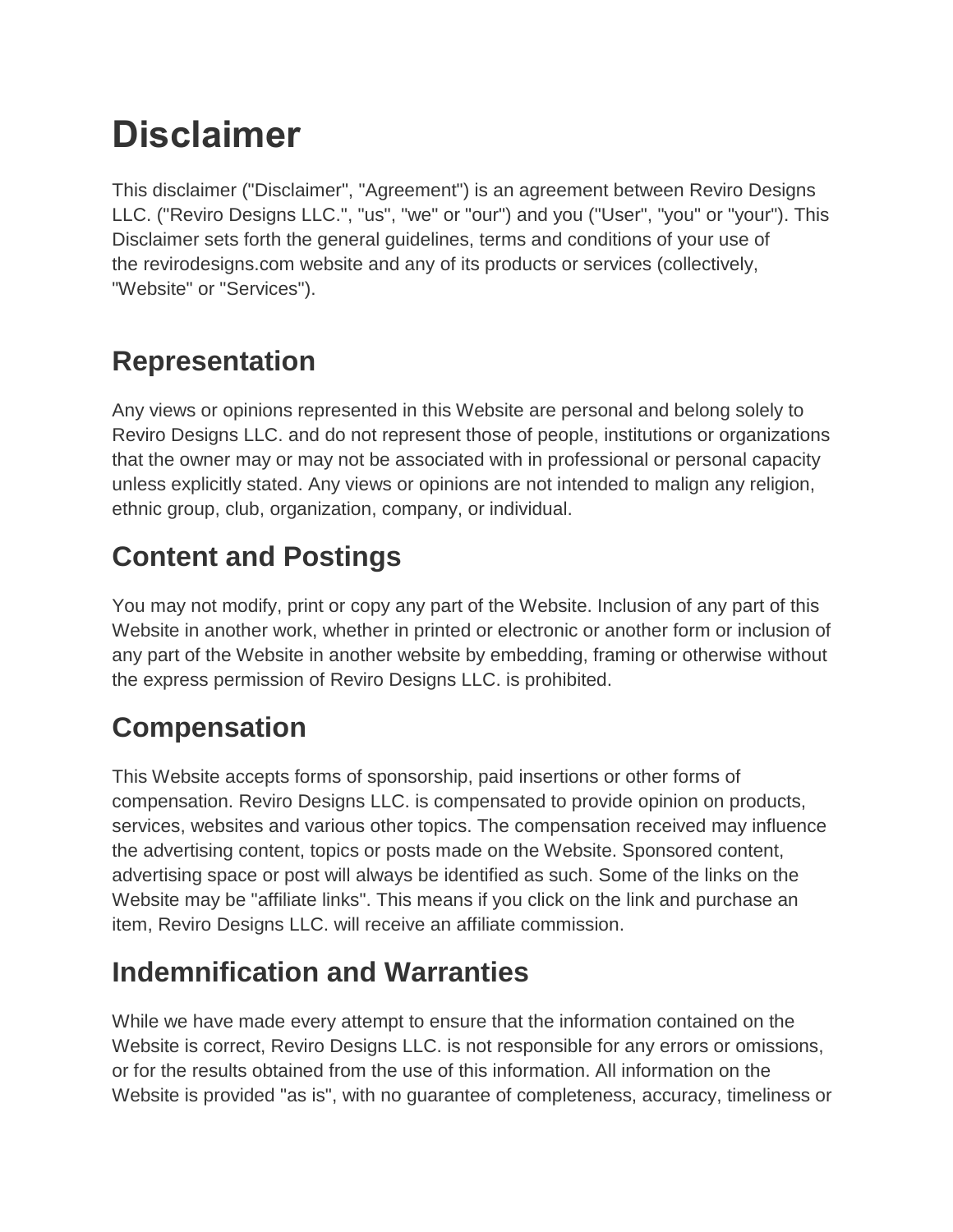# Disclaimer

This disclaimer ("Disclaimer", "Agreement") is an agreement between Reviro Designs LLC. ("Reviro Designs LLC.", "us", "we" or "our") and you ("User", "you" or "your"). This Disclaimer sets forth the general guidelines, terms and conditions of your use of the revirodesigns.com website and any of its products or services (collectively, "Website" or "Services").

## Representation

Any views or opinions represented in this Website are personal and belong solely to Reviro Designs LLC. and do not represent those of people, institutions or organizations that the owner may or may not be associated with in professional or personal capacity unless explicitly stated. Any views or opinions are not intended to malign any religion, ethnic group, club, organization, company, or individual.

## Content and Postings

You may not modify, print or copy any part of the Website. Inclusion of any part of this Website in another work, whether in printed or electronic or another form or inclusion of any part of the Website in another website by embedding, framing or otherwise without the express permission of Reviro Designs LLC. is prohibited.

## Compensation

This Website accepts forms of sponsorship, paid insertions or other forms of compensation. Reviro Designs LLC. is compensated to provide opinion on products, services, websites and various other topics. The compensation received may influence the advertising content, topics or posts made on the Website. Sponsored content, advertising space or post will always be identified as such. Some of the links on the Website may be "affiliate links". This means if you click on the link and purchase an item, Reviro Designs LLC. will receive an affiliate commission.

## Indemnification and Warranties

While we have made every attempt to ensure that the information contained on the Website is correct, Reviro Designs LLC. is not responsible for any errors or omissions, or for the results obtained from the use of this information. All information on the Website is provided "as is", with no guarantee of completeness, accuracy, timeliness or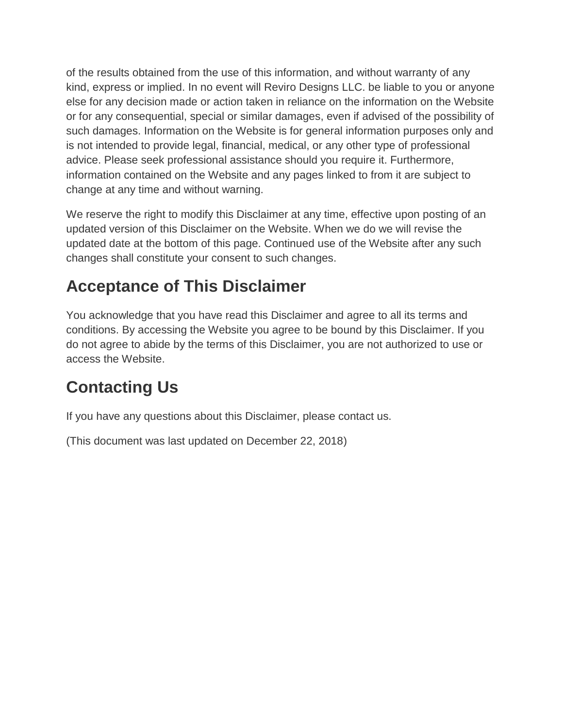of the results obtained from the use of this information, and without warranty of any kind, express or implied. In no event will Reviro Designs LLC. be liable to you or anyone else for any decision made or action taken in reliance on the information on the Website or for any consequential, special or similar damages, even if advised of the possibility of such damages. Information on the Website is for general information purposes only and is not intended to provide legal, financial, medical, or any other type of professional advice. Please seek professional assistance should you require it. Furthermore, information contained on the Website and any pages linked to from it are subject to change at any time and without warning.

We reserve the right to modify this Disclaimer at any time, effective upon posting of an updated version of this Disclaimer on the Website. When we do we will revise the updated date at the bottom of this page. Continued use of the Website after any such changes shall constitute your consent to such changes.

## Acceptance of This Disclaimer

You acknowledge that you have read this Disclaimer and agree to all its terms and conditions. By accessing the Website you agree to be bound by this Disclaimer. If you do not agree to abide by the terms of this Disclaimer, you are not authorized to use or access the Website.

## Contacting Us

If you have any questions about this Disclaimer, please contact us.

(This document was last updated on December 22, 2018)